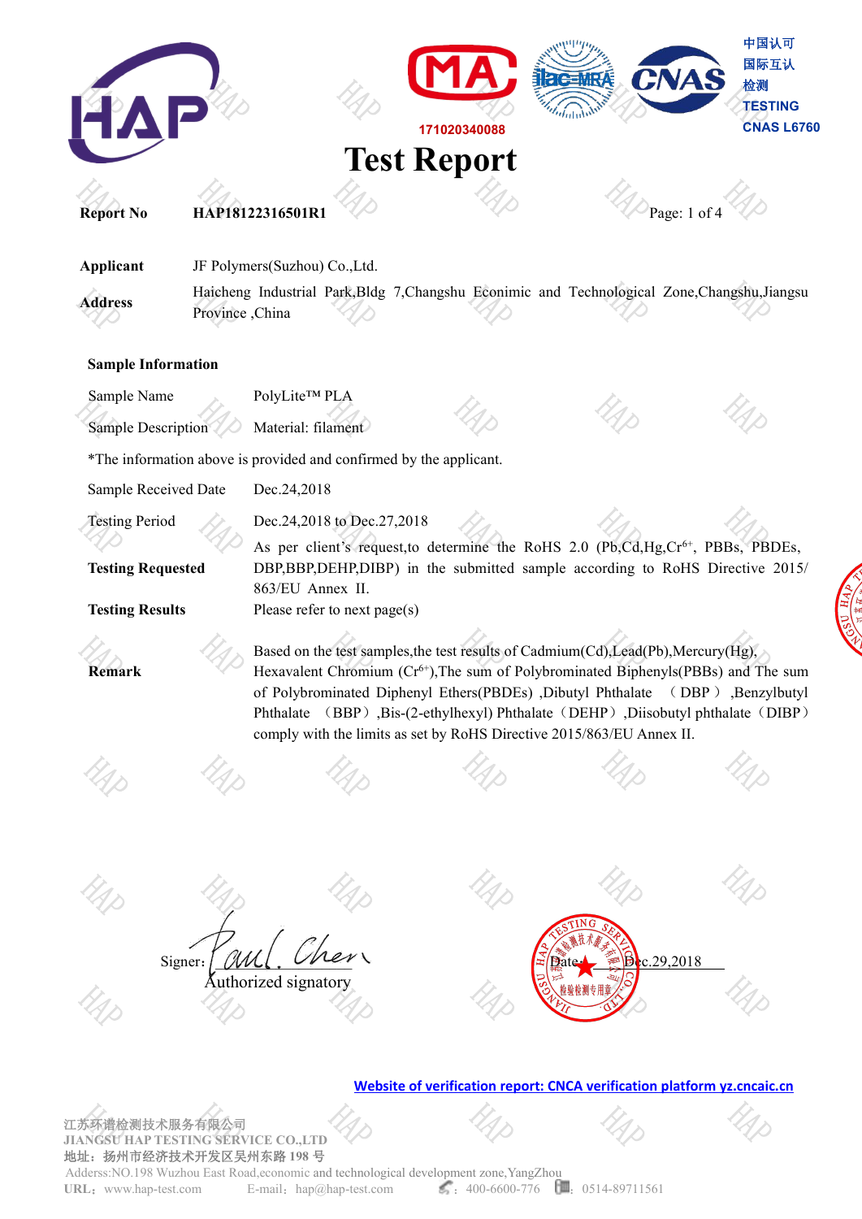HAP

171020340088

中国认可
国际互认
检测
TESTING
CNAS L6760

# Test Report

**Report No** **HAP18122316501R1**

| | |
|---|---|
| **Applicant** | JF Polymers(Suzhou) Co.,Ltd. |
| **Address** | Haicheng Industrial Park,Bldg 7,Changshu Econimic and Technological Zone,Changshu,Jiangsu Province ,China |

**Sample Information**

| | |
|---|---|
| Sample Name | PolyLite™ PLA |
| Sample Description | Material: filament |

*The information above is provided and confirmed by the applicant.

| | |
|---|---|
| Sample Received Date | Dec.24,2018 |
| Testing Period | Dec.24,2018 to Dec.27,2018 |
| **Testing Requested** | As per client's request,to determine the RoHS 2.0 (Pb,Cd,Hg,$Cr^{6+}$, PBBs, PBDEs, DBP,BBP,DEHP,DIBP) in the submitted sample according to RoHS Directive 2015/863/EU Annex II. |
| **Testing Results** | Please refer to next page(s) |
| **Remark** | Based on the test samples,the test results of Cadmium(Cd),Lead(Pb),Mercury(Hg), Hexavalent Chromium ($Cr^{6+}$),The sum of Polybrominated Biphenyls(PBBs) and The sum of Polybrominated Diphenyl Ethers(PBDEs) ,Dibutyl Phthalate （DBP）,Benzylbutyl Phthalate （BBP）,Bis-(2-ethylhexyl) Phthalate（DEHP）,Diisobutyl phthalate（DIBP）comply with the limits as set by RoHS Directive 2015/863/EU Annex II. |

Signer: Paul. Chen
Authorized signatory

Date: Dec.29,2018

**Website of verification report: CNCA verification platform yz.cncaic.cn**

江苏环谱检测技术服务有限公司
JIANGSU HAP TESTING SERVICE CO.,LTD
地址：扬州市经济技术开发区吴州东路 198 号
Adderss:NO.198 Wuzhou East Road,economic and technological development zone,YangZhou
URL：www.hap-test.com E-mail：hap@hap-test.com ：400-6600-776 ：0514-89711561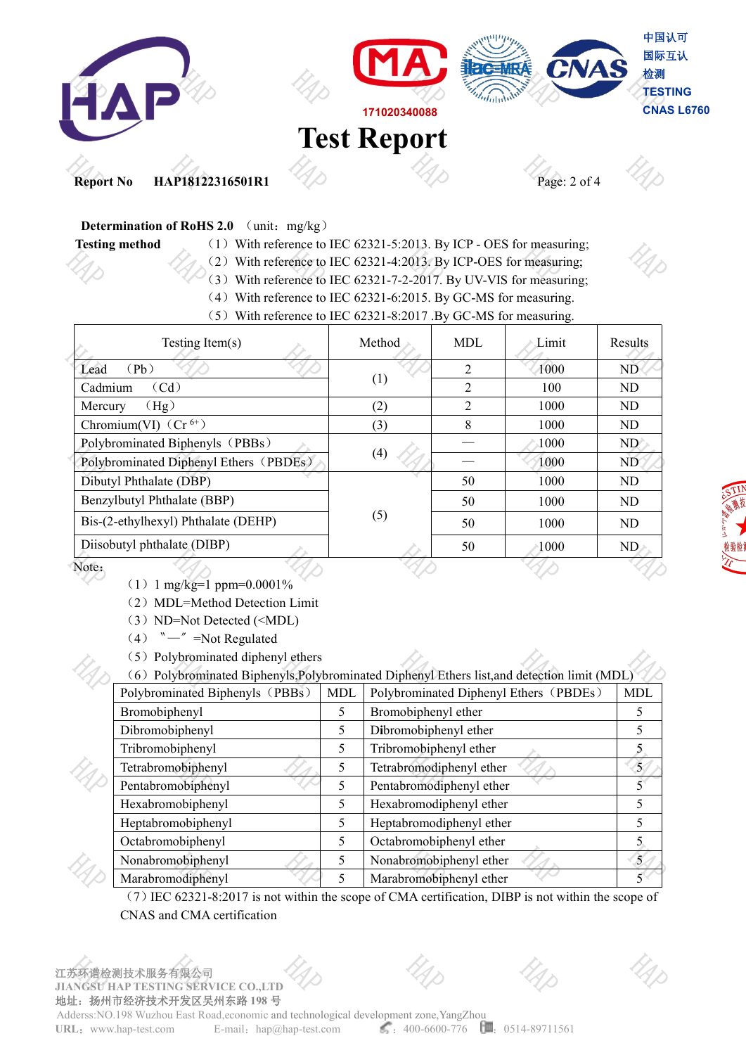# Test Report

**Report No** HAP18122316501R1

**Determination of RoHS 2.0** （unit：mg/kg）

**Testing method**
（1）With reference to IEC 62321-5:2013. By ICP - OES for measuring;
（2）With reference to IEC 62321-4:2013. By ICP-OES for measuring;
（3）With reference to IEC 62321-7-2-2017. By UV-VIS for measuring;
（4）With reference to IEC 62321-6:2015. By GC-MS for measuring.
（5）With reference to IEC 62321-8:2017 .By GC-MS for measuring.

| Testing Item(s) | Method | MDL | Limit | Results |
|---|---|---|---|---|
| Lead （Pb） | (1) | 2 | 1000 | ND |
| Cadmium （Cd） | | 2 | 100 | ND |
| Mercury （Hg） | (2) | 2 | 1000 | ND |
| Chromium(VI)（$Cr^{6+}$） | (3) | 8 | 1000 | ND |
| Polybrominated Biphenyls（PBBs） | (4) | — | 1000 | ND |
| Polybrominated Diphenyl Ethers（PBDEs） | | — | 1000 | ND |
| Dibutyl Phthalate (DBP) | (5) | 50 | 1000 | ND |
| Benzylbutyl Phthalate (BBP) | | 50 | 1000 | ND |
| Bis-(2-ethylhexyl) Phthalate (DEHP) | | 50 | 1000 | ND |
| Diisobutyl phthalate (DIBP) | | 50 | 1000 | ND |

Note：

（1）1 mg/kg=1 ppm=0.0001%
（2）MDL=Method Detection Limit
（3）ND=Not Detected (<MDL)
（4）"—"=Not Regulated
（5）Polybrominated diphenyl ethers
（6）Polybrominated Biphenyls,Polybrominated Diphenyl Ethers list,and detection limit (MDL)

| Polybrominated Biphenyls（PBBs） | MDL | Polybrominated Diphenyl Ethers（PBDEs） | MDL |
|---|---|---|---|
| Bromobiphenyl | 5 | Bromobiphenyl ether | 5 |
| Dibromobiphenyl | 5 | Dibromobiphenyl ether | 5 |
| Tribromobiphenyl | 5 | Tribromobiphenyl ether | 5 |
| Tetrabromobiphenyl | 5 | Tetrabromodiphenyl ether | 5 |
| Pentabromobiphenyl | 5 | Pentabromodiphenyl ether | 5 |
| Hexabromobiphenyl | 5 | Hexabromodiphenyl ether | 5 |
| Heptabromobiphenyl | 5 | Heptabromodiphenyl ether | 5 |
| Octabromobiphenyl | 5 | Octabromobiphenyl ether | 5 |
| Nonabromobiphenyl | 5 | Nonabromobiphenyl ether | 5 |
| Marabromodiphenyl | 5 | Marabromobiphenyl ether | 5 |

（7）IEC 62321-8:2017 is not within the scope of CMA certification, DIBP is not within the scope of CNAS and CMA certification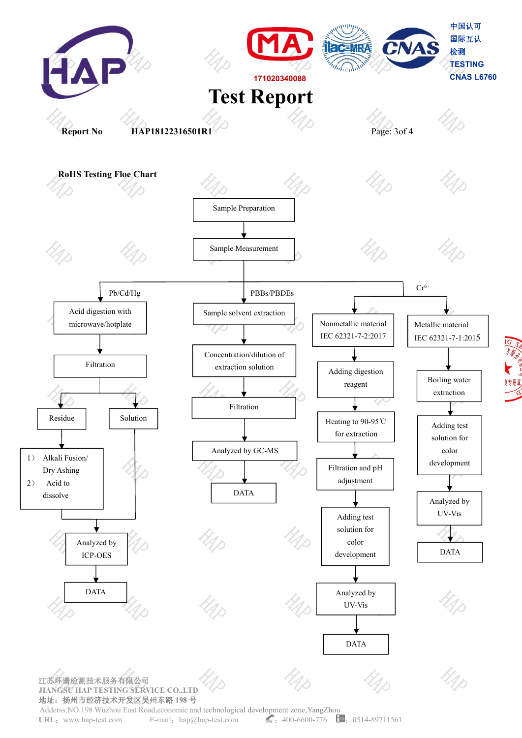# Test Report

**Report No** HAP18122316501R1

**RoHS Testing Floe Chart**

Sample Preparation
↓
Sample Measurement

**Pb/Cd/Hg**

Acid digestion with microwave/hotplate
↓
Filtration
↓
- Residue → 1） Alkali Fusion/ Dry Ashing 2） Acid to dissolve
- Solution

↓
Analyzed by ICP-OES
↓
DATA

**PBBs/PBDEs**

Sample solvent extraction
↓
Concentration/dilution of extraction solution
↓
Filtration
↓
Analyzed by GC-MS
↓
DATA

**$Cr^{6+}$**

Nonmetallic material IEC 62321-7-2:2017
↓
Adding digestion reagent
↓
Heating to 90-95℃ for extraction
↓
Filtration and pH adjustment
↓
Adding test solution for color development
↓
Analyzed by UV-Vis
↓
DATA

Metallic material IEC 62321-7-1:2015
↓
Boiling water extraction
↓
Adding test solution for color development
↓
Analyzed by UV-Vis
↓
DATA

江苏环谱检测技术服务有限公司
JIANGSU HAP TESTING SERVICE CO.,LTD
地址：扬州市经济技术开发区吴州东路 198 号
Adderss:NO.198 Wuzhou East Road,economic and technological development zone,YangZhou
URL：www.hap-test.com E-mail：hap@hap-test.com ：400-6600-776 ：0514-89711561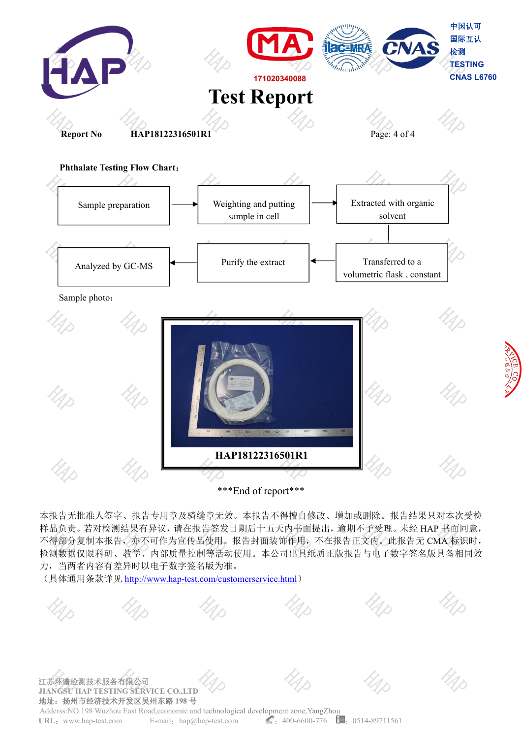# Test Report

**Report No** **HAP18122316501R1**

**Phthalate Testing Flow Chart：**

Sample preparation → Weighting and putting sample in cell → Extracted with organic solvent → Transferred to a volumetric flask , constant → Purify the extract → Analyzed by GC-MS

Sample photo：

**HAP18122316501R1**

***End of report***

本报告无批准人签字、报告专用章及骑缝章无效。本报告不得擅自修改、增加或删除。报告结果只对本次受检样品负责。若对检测结果有异议，请在报告签发日期后十五天内书面提出，逾期不予受理。未经 HAP 书面同意，不得部分复制本报告，亦不可作为宣传品使用。报告封面装饰作用，不在报告正文内。此报告无 CMA 标识时，检测数据仅限科研、教学、内部质量控制等活动使用。本公司出具纸质正版报告与电子数字签名版具备相同效力，当两者内容有差异时以电子数字签名版为准。

（具体通用条款详见 http://www.hap-test.com/customerservice.html）